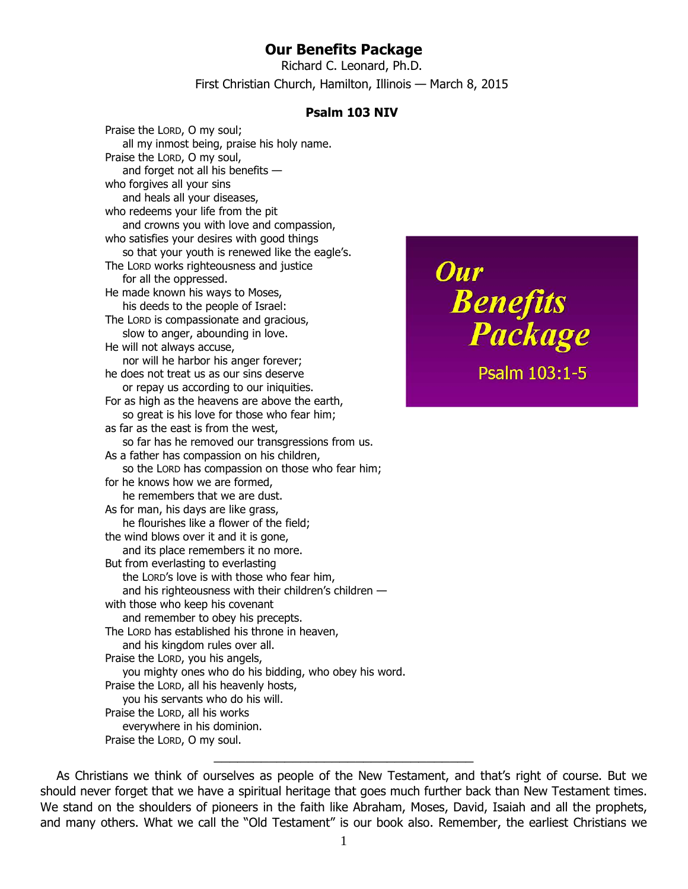# Our Benefits Package

Richard C. Leonard, Ph.D.

First Christian Church, Hamilton, Illinois — March 8, 2015

### Psalm 103 NIV

Praise the LORD, O my soul;
  all my inmost being, praise his holy name.
Praise the LORD, O my soul,
  and forget not all his benefits —
who forgives all your sins
  and heals all your diseases,
who redeems your life from the pit
  and crowns you with love and compassion,
who satisfies your desires with good things
  so that your youth is renewed like the eagle's.
The LORD works righteousness and justice
  for all the oppressed.
He made known his ways to Moses,
  his deeds to the people of Israel:
The LORD is compassionate and gracious,
  slow to anger, abounding in love.
He will not always accuse,
  nor will he harbor his anger forever;
he does not treat us as our sins deserve
  or repay us according to our iniquities.
For as high as the heavens are above the earth,
  so great is his love for those who fear him;
as far as the east is from the west,
  so far has he removed our transgressions from us.
As a father has compassion on his children,
  so the LORD has compassion on those who fear him;
for he knows how we are formed,
  he remembers that we are dust.
As for man, his days are like grass,
  he flourishes like a flower of the field;
the wind blows over it and it is gone,
  and its place remembers it no more.
But from everlasting to everlasting
  the LORD's love is with those who fear him,
  and his righteousness with their children's children —
with those who keep his covenant
  and remember to obey his precepts.
The LORD has established his throne in heaven,
  and his kingdom rules over all.
Praise the LORD, you his angels,
  you mighty ones who do his bidding, who obey his word.
Praise the LORD, all his heavenly hosts,
  you his servants who do his will.
Praise the LORD, all his works
  everywhere in his dominion.
Praise the LORD, O my soul.

*Our Benefits Package*
Psalm 103:1-5

---

As Christians we think of ourselves as people of the New Testament, and that's right of course. But we should never forget that we have a spiritual heritage that goes much further back than New Testament times. We stand on the shoulders of pioneers in the faith like Abraham, Moses, David, Isaiah and all the prophets, and many others. What we call the "Old Testament" is our book also. Remember, the earliest Christians we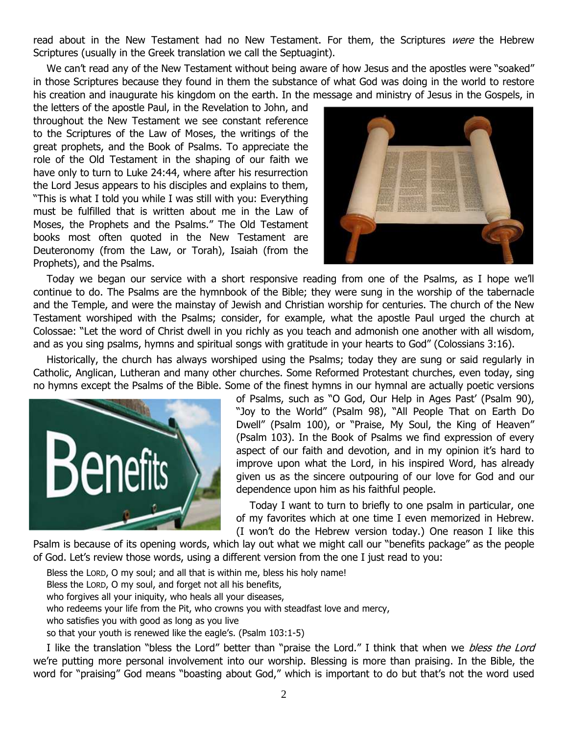read about in the New Testament had no New Testament. For them, the Scriptures *were* the Hebrew Scriptures (usually in the Greek translation we call the Septuagint).

We can't read any of the New Testament without being aware of how Jesus and the apostles were "soaked" in those Scriptures because they found in them the substance of what God was doing in the world to restore his creation and inaugurate his kingdom on the earth. In the message and ministry of Jesus in the Gospels, in the letters of the apostle Paul, in the Revelation to John, and throughout the New Testament we see constant reference to the Scriptures of the Law of Moses, the writings of the great prophets, and the Book of Psalms. To appreciate the role of the Old Testament in the shaping of our faith we have only to turn to Luke 24:44, where after his resurrection the Lord Jesus appears to his disciples and explains to them, "This is what I told you while I was still with you: Everything must be fulfilled that is written about me in the Law of Moses, the Prophets and the Psalms." The Old Testament books most often quoted in the New Testament are Deuteronomy (from the Law, or Torah), Isaiah (from the Prophets), and the Psalms.

Today we began our service with a short responsive reading from one of the Psalms, as I hope we'll continue to do. The Psalms are the hymnbook of the Bible; they were sung in the worship of the tabernacle and the Temple, and were the mainstay of Jewish and Christian worship for centuries. The church of the New Testament worshiped with the Psalms; consider, for example, what the apostle Paul urged the church at Colossae: "Let the word of Christ dwell in you richly as you teach and admonish one another with all wisdom, and as you sing psalms, hymns and spiritual songs with gratitude in your hearts to God" (Colossians 3:16).

Historically, the church has always worshiped using the Psalms; today they are sung or said regularly in Catholic, Anglican, Lutheran and many other churches. Some Reformed Protestant churches, even today, sing no hymns except the Psalms of the Bible. Some of the finest hymns in our hymnal are actually poetic versions of Psalms, such as "O God, Our Help in Ages Past' (Psalm 90), "Joy to the World" (Psalm 98), "All People That on Earth Do Dwell" (Psalm 100), or "Praise, My Soul, the King of Heaven" (Psalm 103). In the Book of Psalms we find expression of every aspect of our faith and devotion, and in my opinion it's hard to improve upon what the Lord, in his inspired Word, has already given us as the sincere outpouring of our love for God and our dependence upon him as his faithful people.

Today I want to turn to briefly to one psalm in particular, one of my favorites which at one time I even memorized in Hebrew. (I won't do the Hebrew version today.) One reason I like this Psalm is because of its opening words, which lay out what we might call our "benefits package" as the people of God. Let's review those words, using a different version from the one I just read to you:

> Bless the LORD, O my soul; and all that is within me, bless his holy name!
> Bless the LORD, O my soul, and forget not all his benefits,
> who forgives all your iniquity, who heals all your diseases,
> who redeems your life from the Pit, who crowns you with steadfast love and mercy,
> who satisfies you with good as long as you live
> so that your youth is renewed like the eagle's. (Psalm 103:1-5)

I like the translation "bless the Lord" better than "praise the Lord." I think that when we *bless the Lord* we're putting more personal involvement into our worship. Blessing is more than praising. In the Bible, the word for "praising" God means "boasting about God," which is important to do but that's not the word used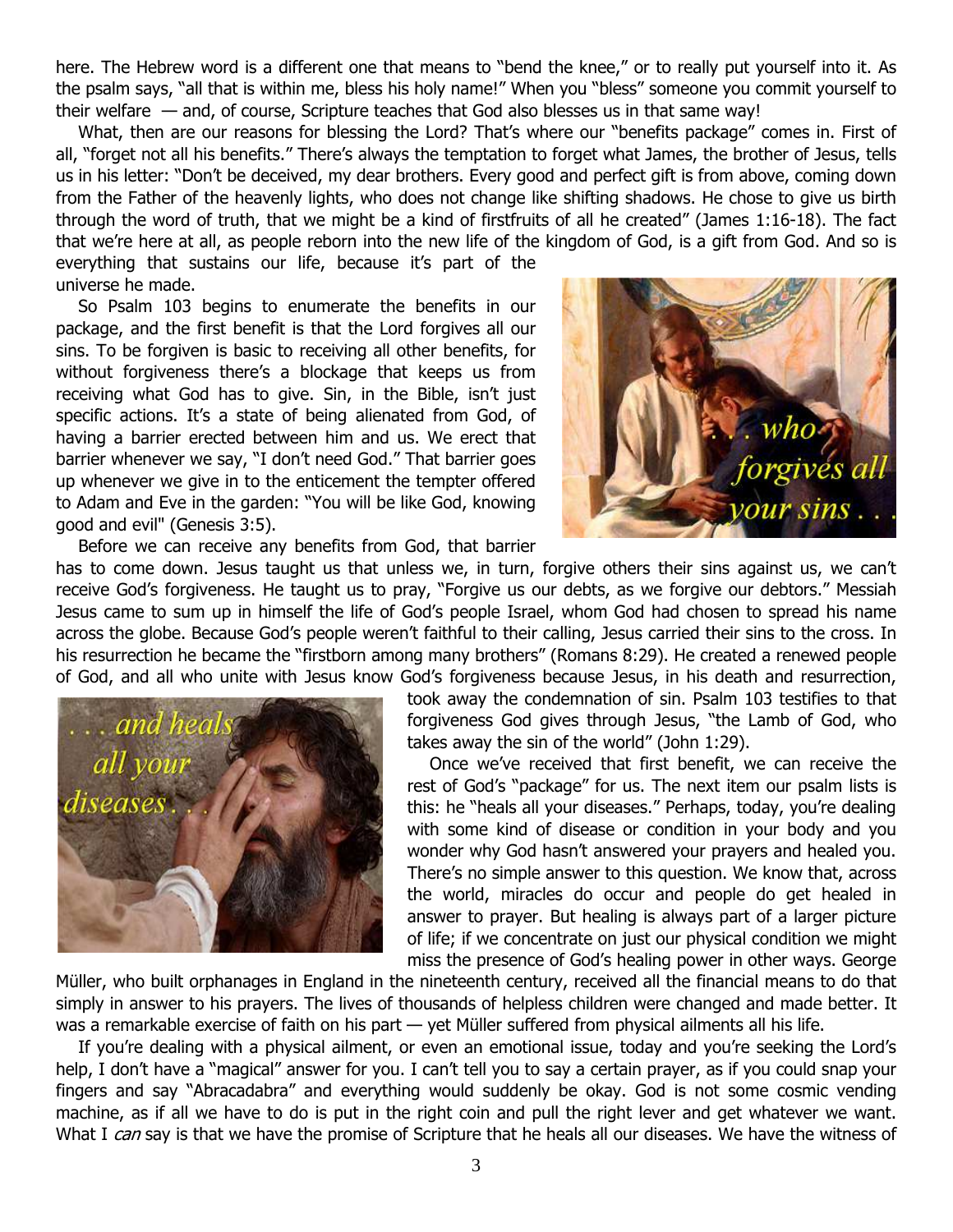here. The Hebrew word is a different one that means to "bend the knee," or to really put yourself into it. As the psalm says, "all that is within me, bless his holy name!" When you "bless" someone you commit yourself to their welfare — and, of course, Scripture teaches that God also blesses us in that same way!

What, then are our reasons for blessing the Lord? That's where our "benefits package" comes in. First of all, "forget not all his benefits." There's always the temptation to forget what James, the brother of Jesus, tells us in his letter: "Don't be deceived, my dear brothers. Every good and perfect gift is from above, coming down from the Father of the heavenly lights, who does not change like shifting shadows. He chose to give us birth through the word of truth, that we might be a kind of firstfruits of all he created" (James 1:16-18). The fact that we're here at all, as people reborn into the new life of the kingdom of God, is a gift from God. And so is everything that sustains our life, because it's part of the universe he made.

So Psalm 103 begins to enumerate the benefits in our package, and the first benefit is that the Lord forgives all our sins. To be forgiven is basic to receiving all other benefits, for without forgiveness there's a blockage that keeps us from receiving what God has to give. Sin, in the Bible, isn't just specific actions. It's a state of being alienated from God, of having a barrier erected between him and us. We erect that barrier whenever we say, "I don't need God." That barrier goes up whenever we give in to the enticement the tempter offered to Adam and Eve in the garden: "You will be like God, knowing good and evil" (Genesis 3:5).

. . . who forgives all your sins . . .

Before we can receive any benefits from God, that barrier has to come down. Jesus taught us that unless we, in turn, forgive others their sins against us, we can't receive God's forgiveness. He taught us to pray, "Forgive us our debts, as we forgive our debtors." Messiah Jesus came to sum up in himself the life of God's people Israel, whom God had chosen to spread his name across the globe. Because God's people weren't faithful to their calling, Jesus carried their sins to the cross. In his resurrection he became the "firstborn among many brothers" (Romans 8:29). He created a renewed people of God, and all who unite with Jesus know God's forgiveness because Jesus, in his death and resurrection, took away the condemnation of sin. Psalm 103 testifies to that forgiveness God gives through Jesus, "the Lamb of God, who takes away the sin of the world" (John 1:29).

. . . and heals all your diseases . . .

Once we've received that first benefit, we can receive the rest of God's "package" for us. The next item our psalm lists is this: he "heals all your diseases." Perhaps, today, you're dealing with some kind of disease or condition in your body and you wonder why God hasn't answered your prayers and healed you. There's no simple answer to this question. We know that, across the world, miracles do occur and people do get healed in answer to prayer. But healing is always part of a larger picture of life; if we concentrate on just our physical condition we might miss the presence of God's healing power in other ways. George Müller, who built orphanages in England in the nineteenth century, received all the financial means to do that simply in answer to his prayers. The lives of thousands of helpless children were changed and made better. It was a remarkable exercise of faith on his part — yet Müller suffered from physical ailments all his life.

If you're dealing with a physical ailment, or even an emotional issue, today and you're seeking the Lord's help, I don't have a "magical" answer for you. I can't tell you to say a certain prayer, as if you could snap your fingers and say "Abracadabra" and everything would suddenly be okay. God is not some cosmic vending machine, as if all we have to do is put in the right coin and pull the right lever and get whatever we want. What I *can* say is that we have the promise of Scripture that he heals all our diseases. We have the witness of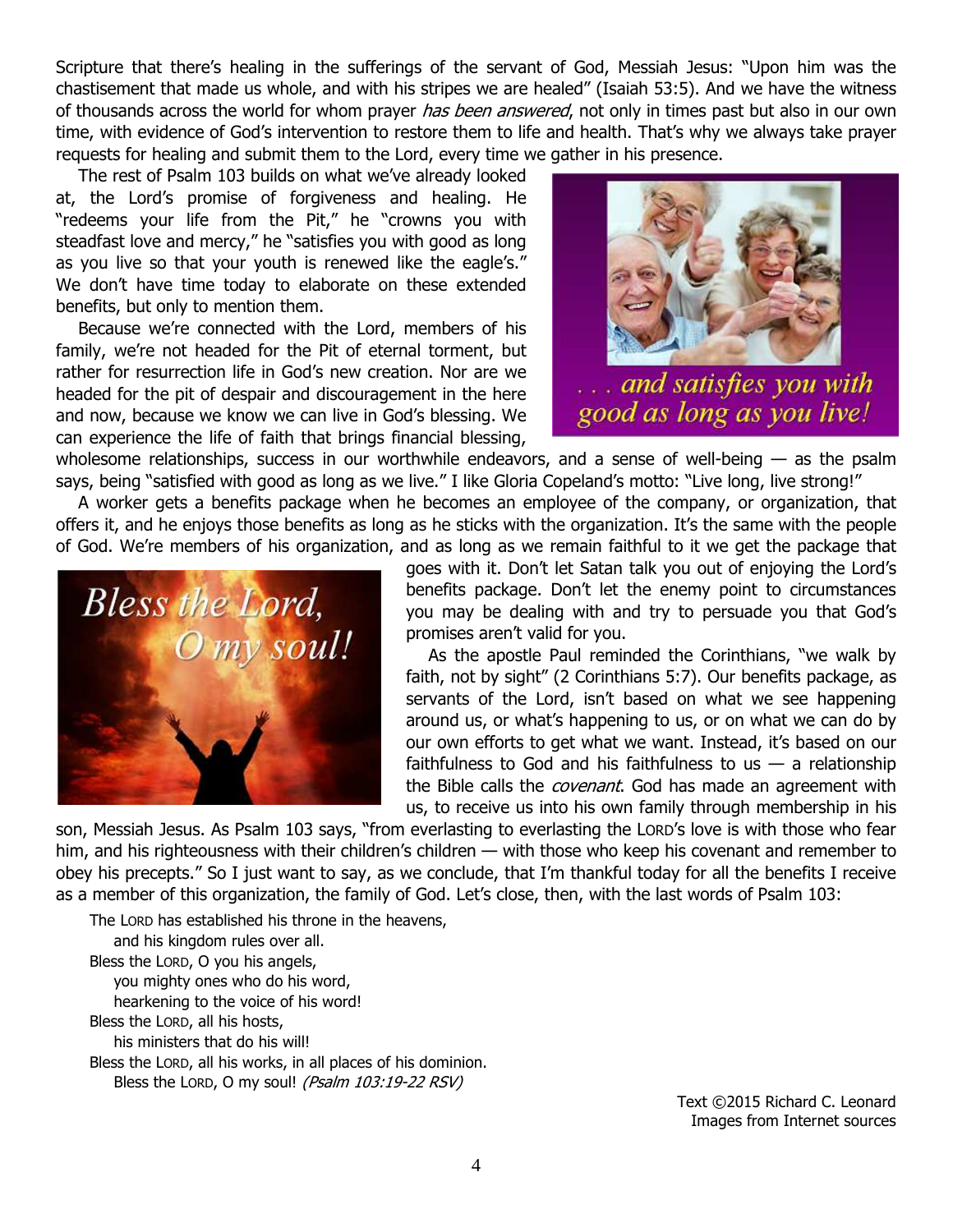Scripture that there's healing in the sufferings of the servant of God, Messiah Jesus: "Upon him was the chastisement that made us whole, and with his stripes we are healed" (Isaiah 53:5). And we have the witness of thousands across the world for whom prayer *has been answered*, not only in times past but also in our own time, with evidence of God's intervention to restore them to life and health. That's why we always take prayer requests for healing and submit them to the Lord, every time we gather in his presence.

The rest of Psalm 103 builds on what we've already looked at, the Lord's promise of forgiveness and healing. He "redeems your life from the Pit," he "crowns you with steadfast love and mercy," he "satisfies you with good as long as you live so that your youth is renewed like the eagle's." We don't have time today to elaborate on these extended benefits, but only to mention them.

. . . and satisfies you with good as long as you live!

Because we're connected with the Lord, members of his family, we're not headed for the Pit of eternal torment, but rather for resurrection life in God's new creation. Nor are we headed for the pit of despair and discouragement in the here and now, because we know we can live in God's blessing. We can experience the life of faith that brings financial blessing, wholesome relationships, success in our worthwhile endeavors, and a sense of well-being — as the psalm says, being "satisfied with good as long as we live." I like Gloria Copeland's motto: "Live long, live strong!"

A worker gets a benefits package when he becomes an employee of the company, or organization, that offers it, and he enjoys those benefits as long as he sticks with the organization. It's the same with the people of God. We're members of his organization, and as long as we remain faithful to it we get the package that goes with it. Don't let Satan talk you out of enjoying the Lord's benefits package. Don't let the enemy point to circumstances you may be dealing with and try to persuade you that God's promises aren't valid for you.

Bless the Lord, O my soul!

As the apostle Paul reminded the Corinthians, "we walk by faith, not by sight" (2 Corinthians 5:7). Our benefits package, as servants of the Lord, isn't based on what we see happening around us, or what's happening to us, or on what we can do by our own efforts to get what we want. Instead, it's based on our faithfulness to God and his faithfulness to us — a relationship the Bible calls the *covenant*. God has made an agreement with us, to receive us into his own family through membership in his son, Messiah Jesus. As Psalm 103 says, "from everlasting to everlasting the LORD's love is with those who fear him, and his righteousness with their children's children — with those who keep his covenant and remember to obey his precepts." So I just want to say, as we conclude, that I'm thankful today for all the benefits I receive as a member of this organization, the family of God. Let's close, then, with the last words of Psalm 103:

> The LORD has established his throne in the heavens,
> and his kingdom rules over all.
> Bless the LORD, O you his angels,
> you mighty ones who do his word,
> hearkening to the voice of his word!
> Bless the LORD, all his hosts,
> his ministers that do his will!
> Bless the LORD, all his works, in all places of his dominion.
> Bless the LORD, O my soul! *(Psalm 103:19-22 RSV)*

Text ©2015 Richard C. Leonard
Images from Internet sources